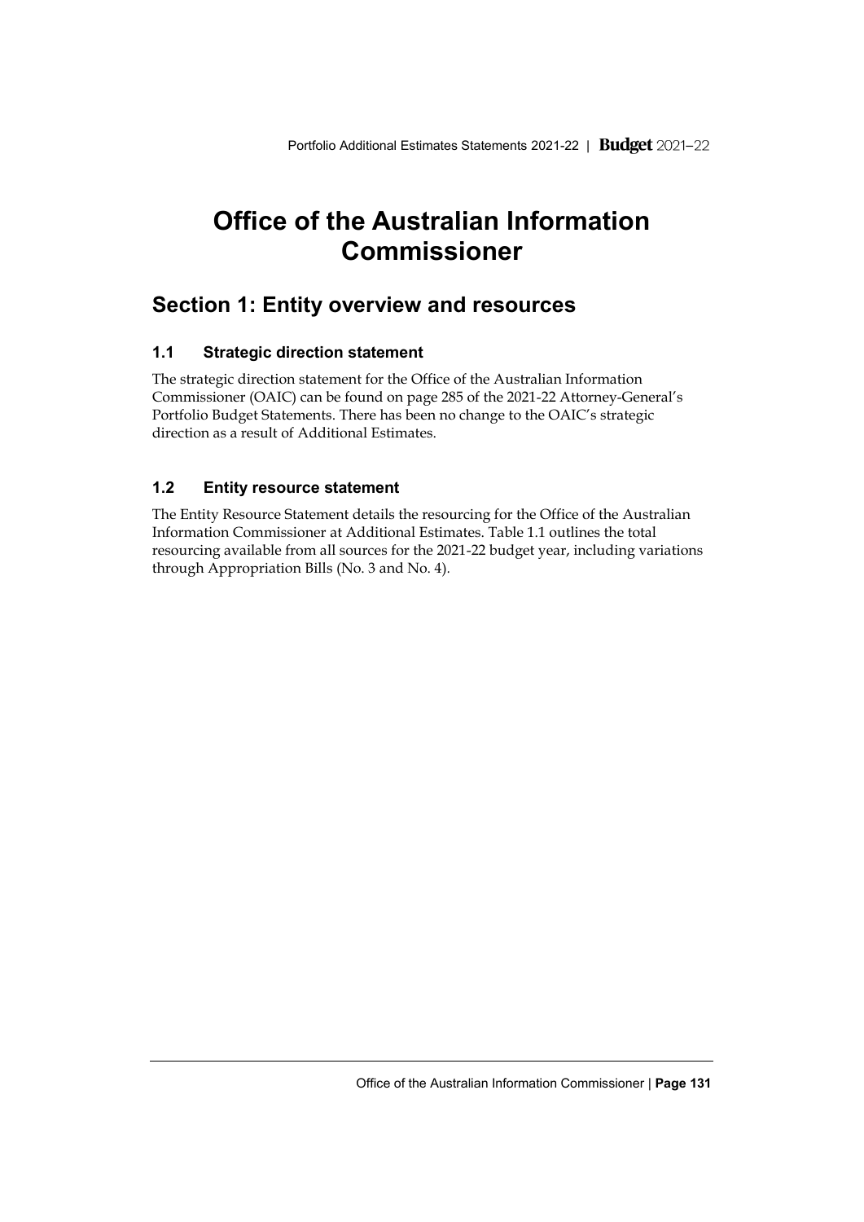# Office of the Australian Information Commissioner

## Section 1: Entity overview and resources

### 1.1 Strategic direction statement

The strategic direction statement for the Office of the Australian Information Commissioner (OAIC) can be found on page 285 of the 2021-22 Attorney-General's Portfolio Budget Statements. There has been no change to the OAIC's strategic direction as a result of Additional Estimates.

### 1.2 Entity resource statement

The Entity Resource Statement details the resourcing for the Office of the Australian Information Commissioner at Additional Estimates. Table 1.1 outlines the total resourcing available from all sources for the 2021-22 budget year, including variations through Appropriation Bills (No. 3 and No. 4).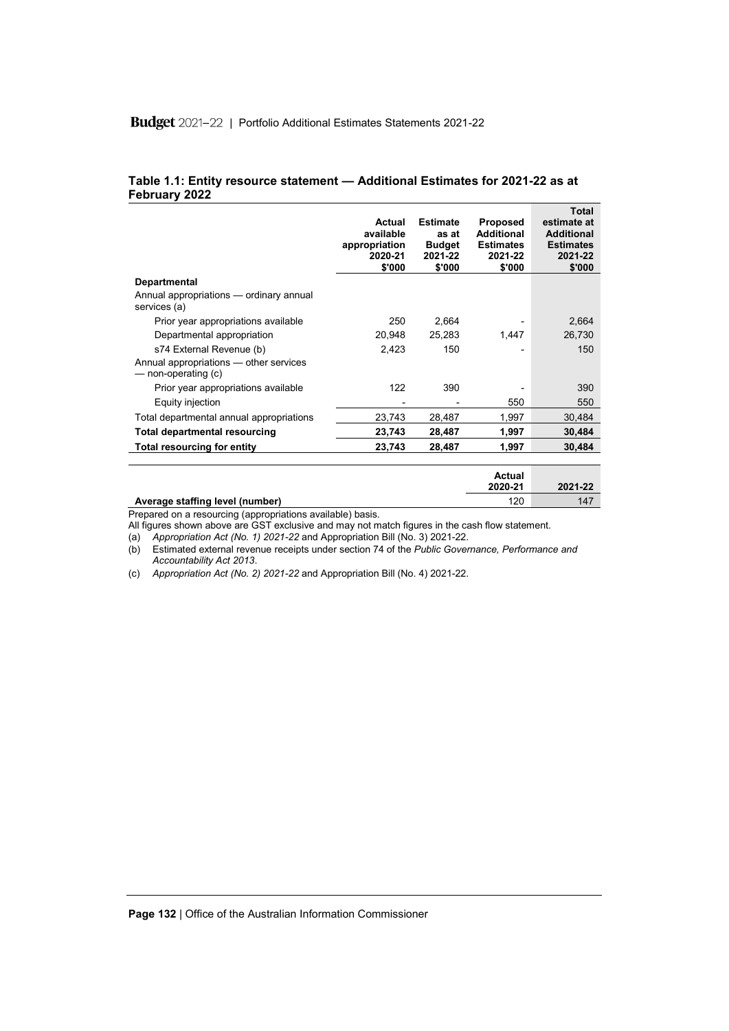### Table 1.1: Entity resource statement — Additional Estimates for 2021-22 as at February 2022

| | Actual available appropriation 2020-21 $'000 | Estimate as at Budget 2021-22 $'000 | Proposed Additional Estimates 2021-22 $'000 | Total estimate at Additional Estimates 2021-22 $'000 |
|---|---|---|---|---|
| **Departmental** | | | | |
| Annual appropriations — ordinary annual services (a) | | | | |
| Prior year appropriations available | 250 | 2,664 | - | 2,664 |
| Departmental appropriation | 20,948 | 25,283 | 1,447 | 26,730 |
| s74 External Revenue (b) | 2,423 | 150 | - | 150 |
| Annual appropriations — other services — non-operating (c) | | | | |
| Prior year appropriations available | 122 | 390 | - | 390 |
| Equity injection | - | - | 550 | 550 |
| Total departmental annual appropriations | 23,743 | 28,487 | 1,997 | 30,484 |
| **Total departmental resourcing** | **23,743** | **28,487** | **1,997** | **30,484** |
| **Total resourcing for entity** | **23,743** | **28,487** | **1,997** | **30,484** |

| | Actual 2020-21 | 2021-22 |
|---|---|---|
| **Average staffing level (number)** | 120 | 147 |

Prepared on a resourcing (appropriations available) basis.

All figures shown above are GST exclusive and may not match figures in the cash flow statement.

(a) *Appropriation Act (No. 1) 2021-22* and Appropriation Bill (No. 3) 2021-22.

(b) Estimated external revenue receipts under section 74 of the *Public Governance, Performance and Accountability Act 2013*.

(c) *Appropriation Act (No. 2) 2021-22* and Appropriation Bill (No. 4) 2021-22.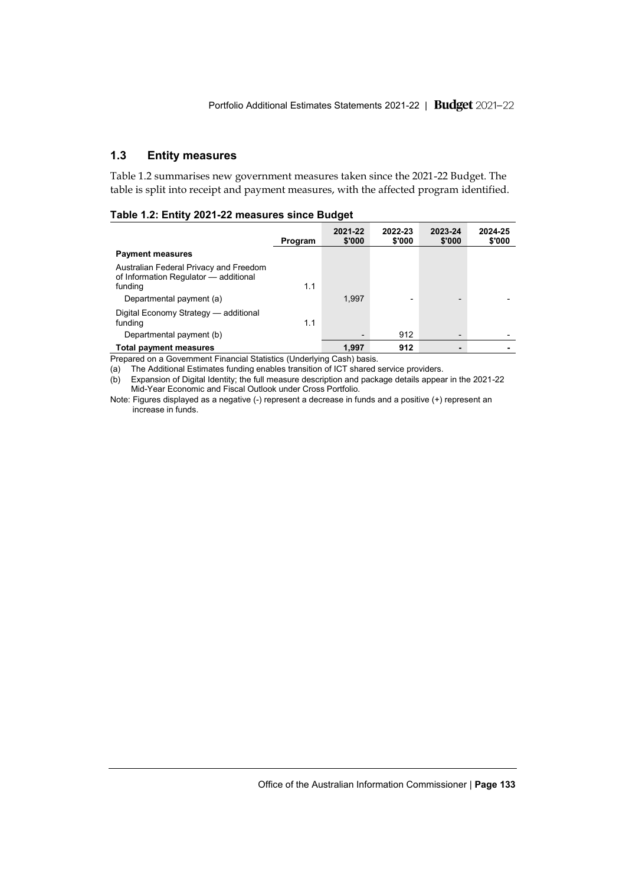## 1.3 Entity measures

Table 1.2 summarises new government measures taken since the 2021-22 Budget. The table is split into receipt and payment measures, with the affected program identified.

**Table 1.2: Entity 2021-22 measures since Budget**

| | Program | 2021-22 $'000 | 2022-23 $'000 | 2023-24 $'000 | 2024-25 $'000 |
|---|---|---|---|---|---|
| **Payment measures** | | | | | |
| Australian Federal Privacy and Freedom of Information Regulator — additional funding | 1.1 | | | | |
| Departmental payment (a) | | 1,997 | - | - | - |
| Digital Economy Strategy — additional funding | 1.1 | | | | |
| Departmental payment (b) | | - | 912 | - | - |
| **Total payment measures** | | **1,997** | **912** | **-** | **-** |

Prepared on a Government Financial Statistics (Underlying Cash) basis.

(a) The Additional Estimates funding enables transition of ICT shared service providers.

(b) Expansion of Digital Identity; the full measure description and package details appear in the 2021-22 Mid-Year Economic and Fiscal Outlook under Cross Portfolio.

Note: Figures displayed as a negative (-) represent a decrease in funds and a positive (+) represent an increase in funds.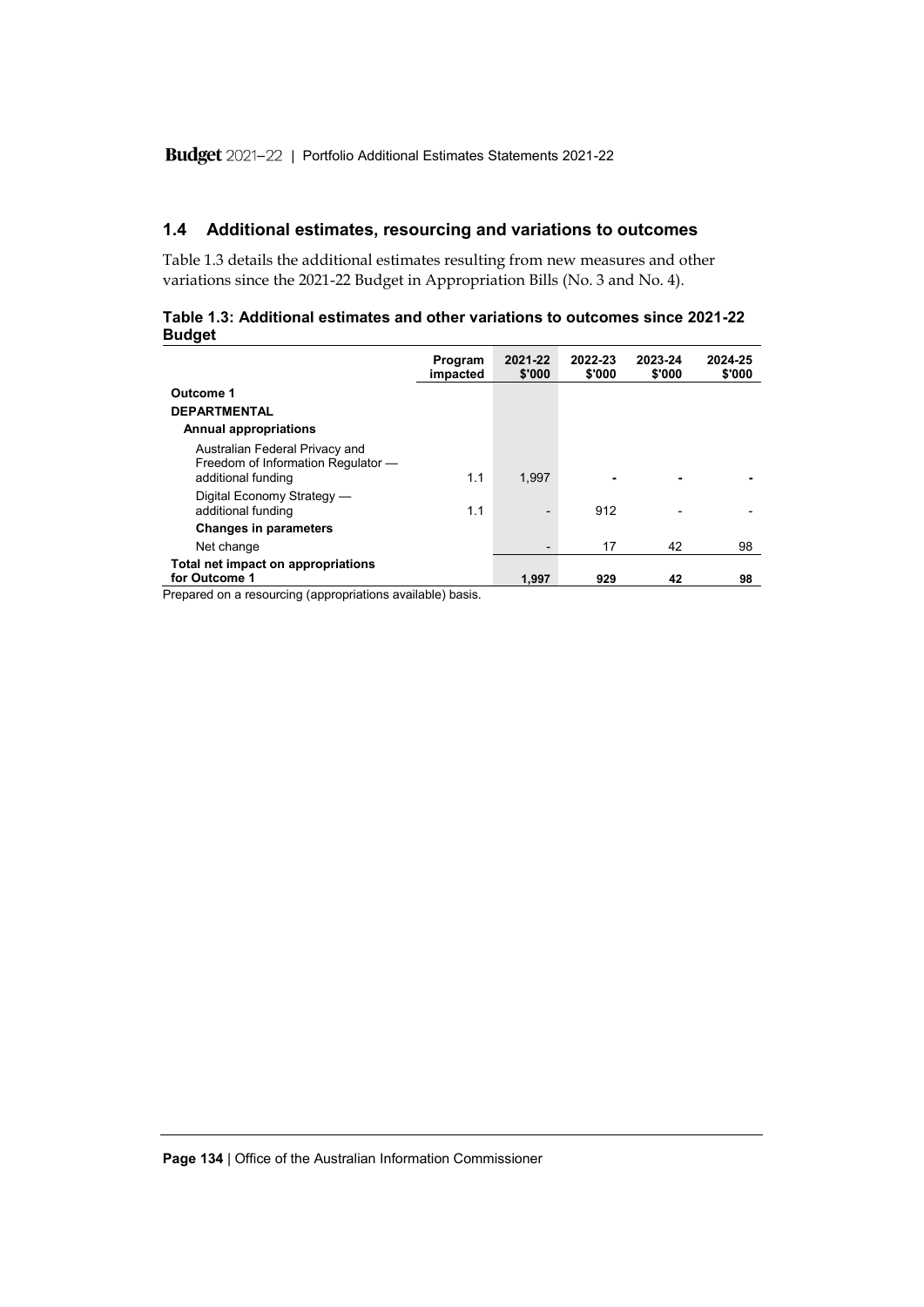## 1.4 Additional estimates, resourcing and variations to outcomes

Table 1.3 details the additional estimates resulting from new measures and other variations since the 2021-22 Budget in Appropriation Bills (No. 3 and No. 4).

**Table 1.3: Additional estimates and other variations to outcomes since 2021-22 Budget**

| | Program impacted | 2021-22 $'000 | 2022-23 $'000 | 2023-24 $'000 | 2024-25 $'000 |
|---|---|---|---|---|---|
| **Outcome 1** | | | | | |
| **DEPARTMENTAL** | | | | | |
| **Annual appropriations** | | | | | |
| Australian Federal Privacy and Freedom of Information Regulator — additional funding | 1.1 | 1,997 | - | - | - |
| Digital Economy Strategy — additional funding | 1.1 | - | 912 | - | - |
| **Changes in parameters** | | | | | |
| Net change | | - | 17 | 42 | 98 |
| **Total net impact on appropriations for Outcome 1** | | **1,997** | **929** | **42** | **98** |

Prepared on a resourcing (appropriations available) basis.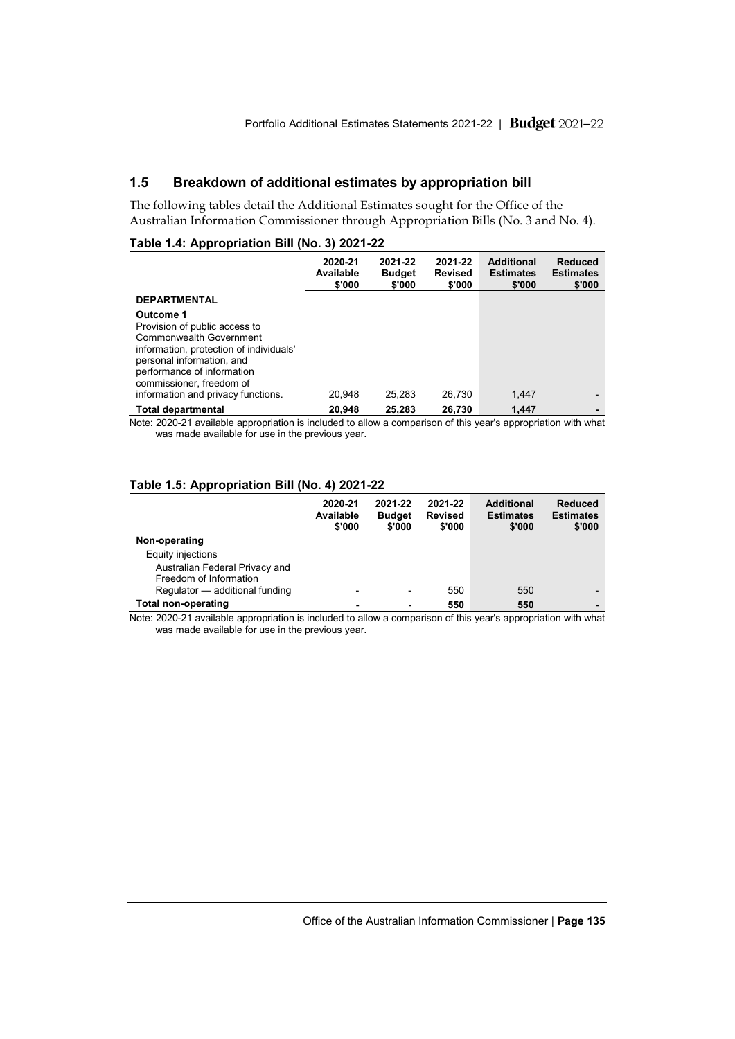## 1.5 Breakdown of additional estimates by appropriation bill

The following tables detail the Additional Estimates sought for the Office of the Australian Information Commissioner through Appropriation Bills (No. 3 and No. 4).

### Table 1.4: Appropriation Bill (No. 3) 2021-22

| | 2020-21 Available $'000 | 2021-22 Budget $'000 | 2021-22 Revised $'000 | Additional Estimates $'000 | Reduced Estimates $'000 |
|---|---|---|---|---|---|
| **DEPARTMENTAL** | | | | | |
| **Outcome 1** Provision of public access to Commonwealth Government information, protection of individuals' personal information, and performance of information commissioner, freedom of information and privacy functions. | 20,948 | 25,283 | 26,730 | 1,447 | - |
| **Total departmental** | **20,948** | **25,283** | **26,730** | **1,447** | **-** |

Note: 2020-21 available appropriation is included to allow a comparison of this year's appropriation with what was made available for use in the previous year.

### Table 1.5: Appropriation Bill (No. 4) 2021-22

| | 2020-21 Available $'000 | 2021-22 Budget $'000 | 2021-22 Revised $'000 | Additional Estimates $'000 | Reduced Estimates $'000 |
|---|---|---|---|---|---|
| **Non-operating** | | | | | |
| Equity injections | | | | | |
| Australian Federal Privacy and Freedom of Information Regulator — additional funding | - | - | 550 | 550 | - |
| **Total non-operating** | **-** | **-** | **550** | **550** | **-** |

Note: 2020-21 available appropriation is included to allow a comparison of this year's appropriation with what was made available for use in the previous year.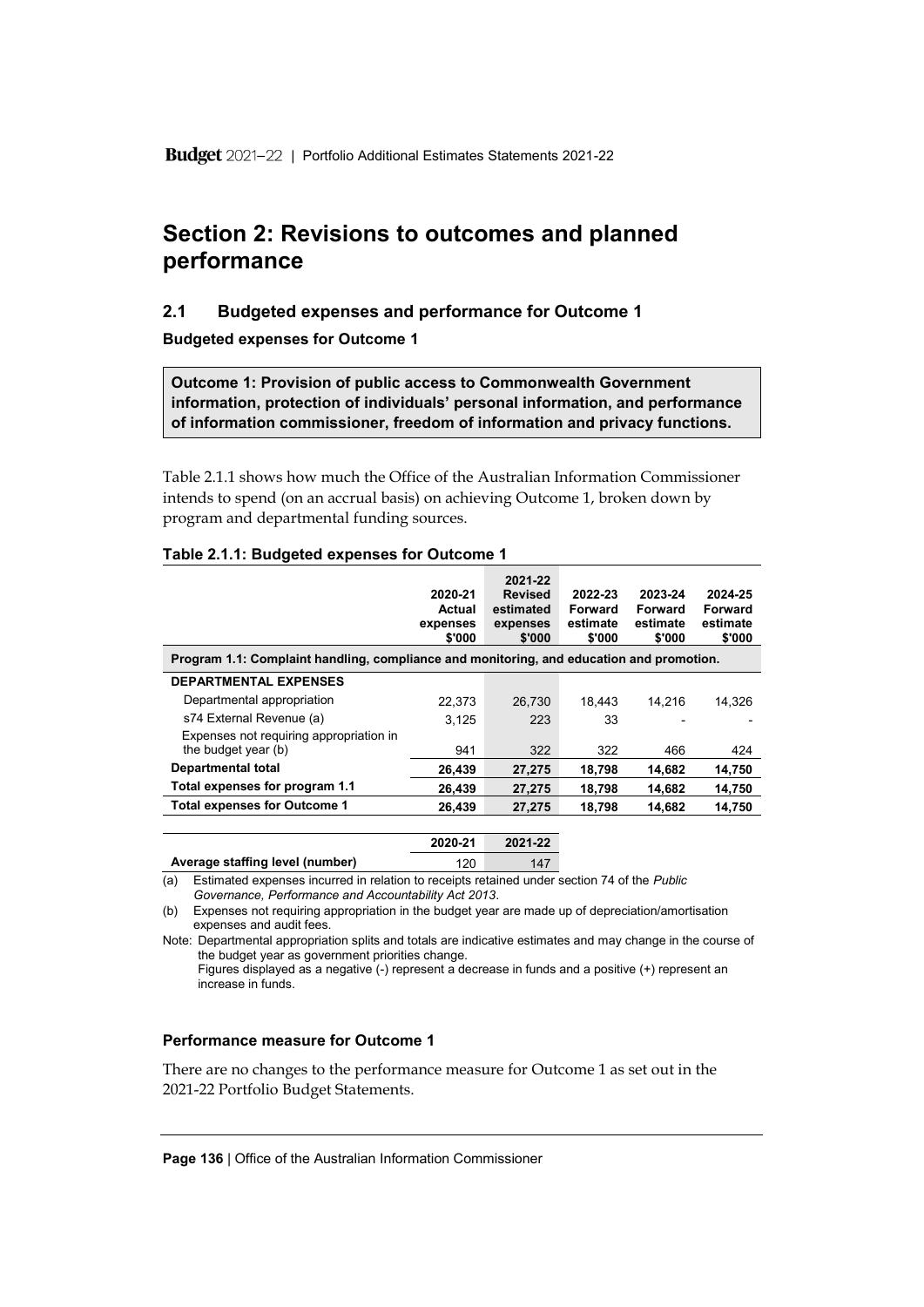# Section 2: Revisions to outcomes and planned performance

## 2.1 Budgeted expenses and performance for Outcome 1

**Budgeted expenses for Outcome 1**

**Outcome 1: Provision of public access to Commonwealth Government information, protection of individuals' personal information, and performance of information commissioner, freedom of information and privacy functions.**

Table 2.1.1 shows how much the Office of the Australian Information Commissioner intends to spend (on an accrual basis) on achieving Outcome 1, broken down by program and departmental funding sources.

**Table 2.1.1: Budgeted expenses for Outcome 1**

| | 2020-21 Actual expenses $'000 | 2021-22 Revised estimated expenses $'000 | 2022-23 Forward estimate $'000 | 2023-24 Forward estimate $'000 | 2024-25 Forward estimate $'000 |
|---|---|---|---|---|---|
| **Program 1.1: Complaint handling, compliance and monitoring, and education and promotion.** | | | | | |
| **DEPARTMENTAL EXPENSES** | | | | | |
| Departmental appropriation | 22,373 | 26,730 | 18,443 | 14,216 | 14,326 |
| s74 External Revenue (a) | 3,125 | 223 | 33 | - | - |
| Expenses not requiring appropriation in the budget year (b) | 941 | 322 | 322 | 466 | 424 |
| **Departmental total** | **26,439** | **27,275** | **18,798** | **14,682** | **14,750** |
| **Total expenses for program 1.1** | **26,439** | **27,275** | **18,798** | **14,682** | **14,750** |
| **Total expenses for Outcome 1** | **26,439** | **27,275** | **18,798** | **14,682** | **14,750** |

| | 2020-21 | 2021-22 |
|---|---|---|
| **Average staffing level (number)** | 120 | 147 |

(a) Estimated expenses incurred in relation to receipts retained under section 74 of the *Public Governance, Performance and Accountability Act 2013*.

(b) Expenses not requiring appropriation in the budget year are made up of depreciation/amortisation expenses and audit fees.

Note: Departmental appropriation splits and totals are indicative estimates and may change in the course of the budget year as government priorities change.
Figures displayed as a negative (-) represent a decrease in funds and a positive (+) represent an increase in funds.

**Performance measure for Outcome 1**

There are no changes to the performance measure for Outcome 1 as set out in the 2021-22 Portfolio Budget Statements.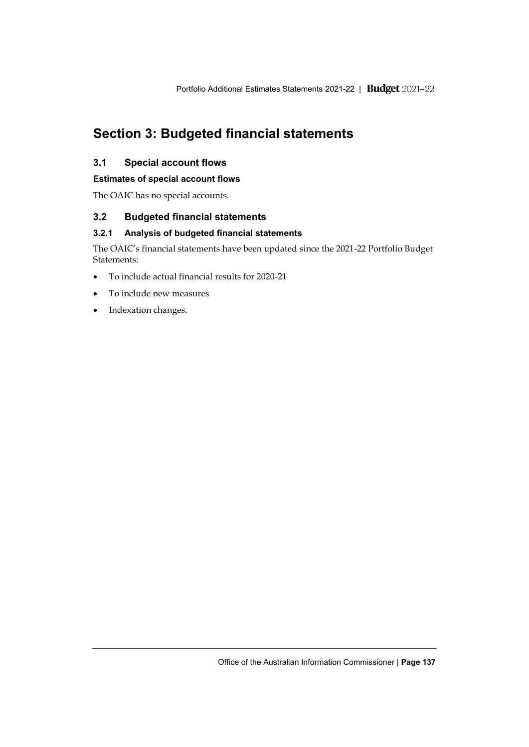# Section 3: Budgeted financial statements

## 3.1 Special account flows

### Estimates of special account flows

The OAIC has no special accounts.

## 3.2 Budgeted financial statements

### 3.2.1 Analysis of budgeted financial statements

The OAIC's financial statements have been updated since the 2021-22 Portfolio Budget Statements:

- To include actual financial results for 2020-21
- To include new measures
- Indexation changes.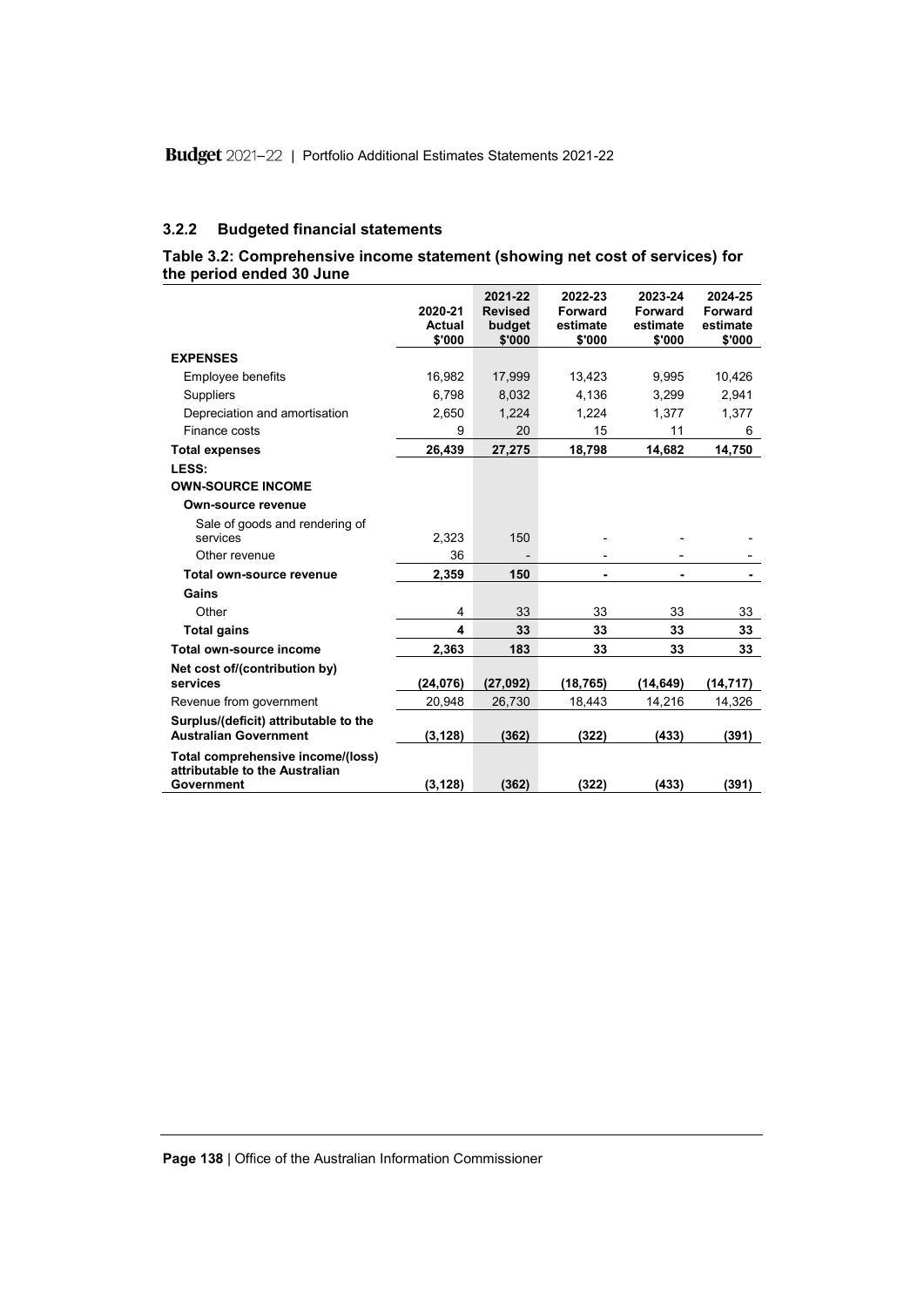### 3.2.2 Budgeted financial statements

**Table 3.2: Comprehensive income statement (showing net cost of services) for the period ended 30 June**

| | 2020-21 Actual $'000 | 2021-22 Revised budget $'000 | 2022-23 Forward estimate $'000 | 2023-24 Forward estimate $'000 | 2024-25 Forward estimate $'000 |
|---|---|---|---|---|---|
| **EXPENSES** | | | | | |
| Employee benefits | 16,982 | 17,999 | 13,423 | 9,995 | 10,426 |
| Suppliers | 6,798 | 8,032 | 4,136 | 3,299 | 2,941 |
| Depreciation and amortisation | 2,650 | 1,224 | 1,224 | 1,377 | 1,377 |
| Finance costs | 9 | 20 | 15 | 11 | 6 |
| **Total expenses** | **26,439** | **27,275** | **18,798** | **14,682** | **14,750** |
| **LESS:** | | | | | |
| **OWN-SOURCE INCOME** | | | | | |
| **Own-source revenue** | | | | | |
| Sale of goods and rendering of services | 2,323 | 150 | - | - | - |
| Other revenue | 36 | - | - | - | - |
| **Total own-source revenue** | **2,359** | **150** | **-** | **-** | **-** |
| **Gains** | | | | | |
| Other | 4 | 33 | 33 | 33 | 33 |
| **Total gains** | **4** | **33** | **33** | **33** | **33** |
| **Total own-source income** | **2,363** | **183** | **33** | **33** | **33** |
| **Net cost of/(contribution by) services** | **(24,076)** | **(27,092)** | **(18,765)** | **(14,649)** | **(14,717)** |
| Revenue from government | 20,948 | 26,730 | 18,443 | 14,216 | 14,326 |
| **Surplus/(deficit) attributable to the Australian Government** | **(3,128)** | **(362)** | **(322)** | **(433)** | **(391)** |
| **Total comprehensive income/(loss) attributable to the Australian Government** | **(3,128)** | **(362)** | **(322)** | **(433)** | **(391)** |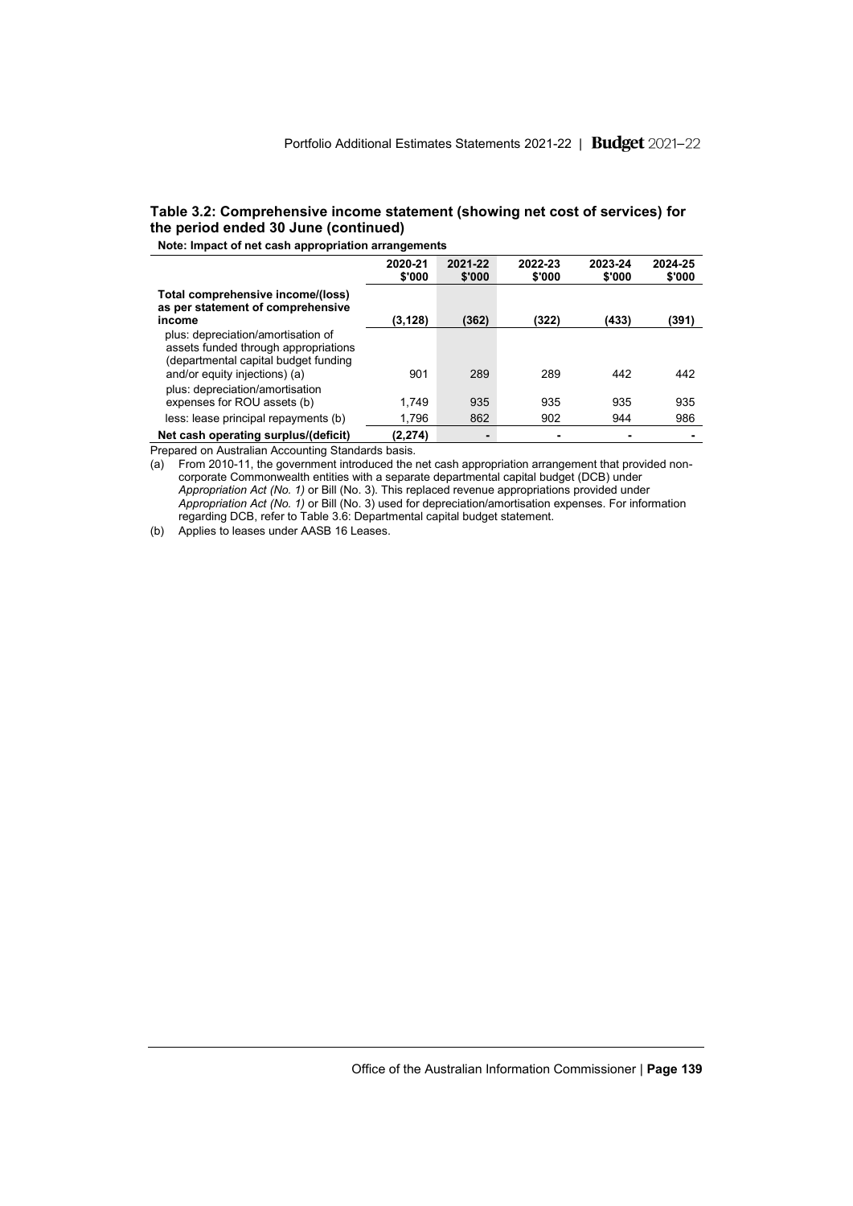### Table 3.2: Comprehensive income statement (showing net cost of services) for the period ended 30 June (continued)

**Note: Impact of net cash appropriation arrangements**

| | 2020-21 $'000 | 2021-22 $'000 | 2022-23 $'000 | 2023-24 $'000 | 2024-25 $'000 |
|---|---|---|---|---|---|
| **Total comprehensive income/(loss) as per statement of comprehensive income** | **(3,128)** | **(362)** | **(322)** | **(433)** | **(391)** |
| plus: depreciation/amortisation of assets funded through appropriations (departmental capital budget funding and/or equity injections) (a) | 901 | 289 | 289 | 442 | 442 |
| plus: depreciation/amortisation expenses for ROU assets (b) | 1,749 | 935 | 935 | 935 | 935 |
| less: lease principal repayments (b) | 1,796 | 862 | 902 | 944 | 986 |
| **Net cash operating surplus/(deficit)** | **(2,274)** | **-** | **-** | **-** | **-** |

Prepared on Australian Accounting Standards basis.

(a) From 2010-11, the government introduced the net cash appropriation arrangement that provided non-corporate Commonwealth entities with a separate departmental capital budget (DCB) under *Appropriation Act (No. 1)* or Bill (No. 3). This replaced revenue appropriations provided under *Appropriation Act (No. 1)* or Bill (No. 3) used for depreciation/amortisation expenses. For information regarding DCB, refer to Table 3.6: Departmental capital budget statement.

(b) Applies to leases under AASB 16 Leases.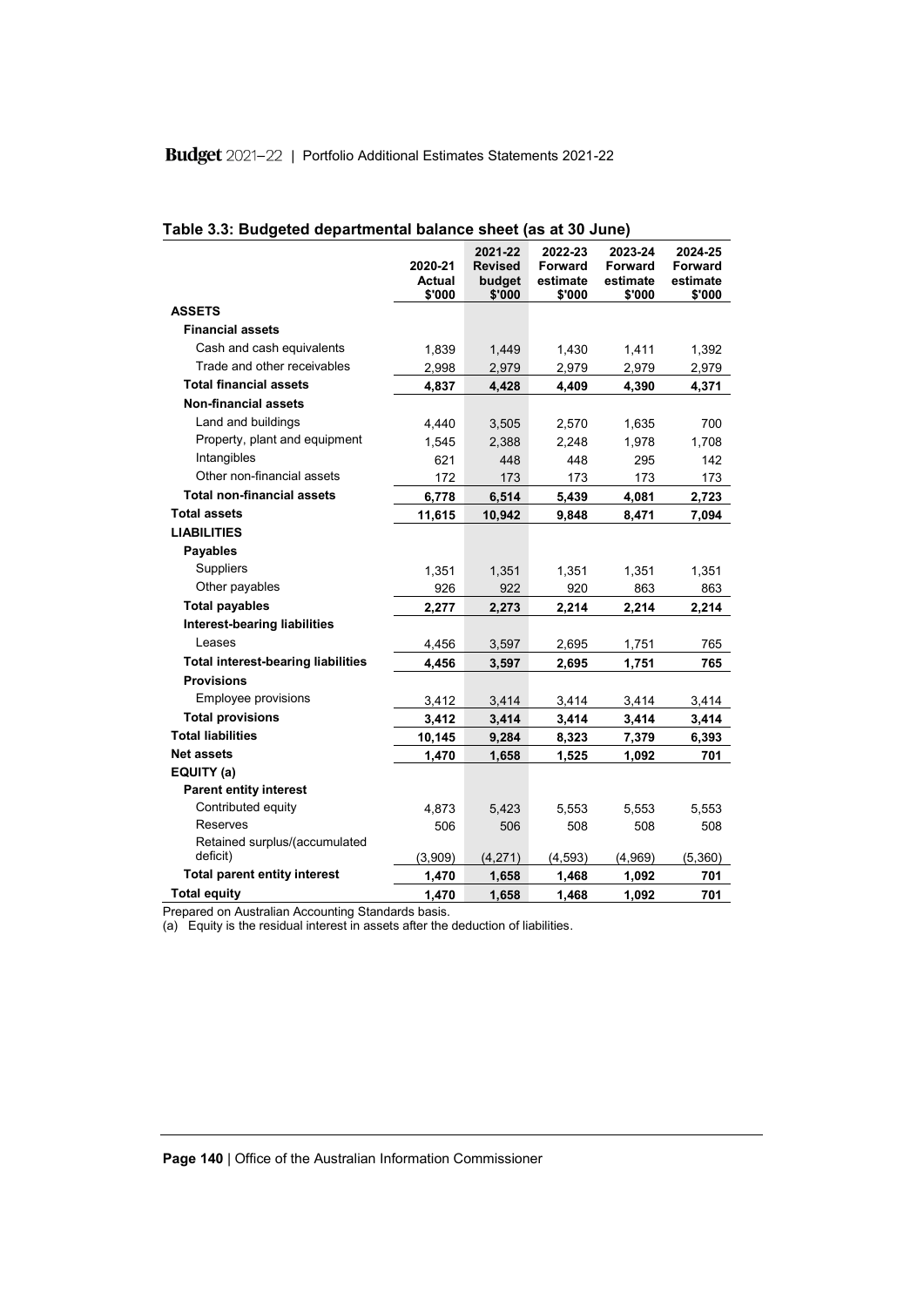**Table 3.3: Budgeted departmental balance sheet (as at 30 June)**

| | 2020-21 Actual $'000 | 2021-22 Revised budget $'000 | 2022-23 Forward estimate $'000 | 2023-24 Forward estimate $'000 | 2024-25 Forward estimate $'000 |
|---|---|---|---|---|---|
| **ASSETS** | | | | | |
| **Financial assets** | | | | | |
| Cash and cash equivalents | 1,839 | 1,449 | 1,430 | 1,411 | 1,392 |
| Trade and other receivables | 2,998 | 2,979 | 2,979 | 2,979 | 2,979 |
| **Total financial assets** | **4,837** | **4,428** | **4,409** | **4,390** | **4,371** |
| **Non-financial assets** | | | | | |
| Land and buildings | 4,440 | 3,505 | 2,570 | 1,635 | 700 |
| Property, plant and equipment | 1,545 | 2,388 | 2,248 | 1,978 | 1,708 |
| Intangibles | 621 | 448 | 448 | 295 | 142 |
| Other non-financial assets | 172 | 173 | 173 | 173 | 173 |
| **Total non-financial assets** | **6,778** | **6,514** | **5,439** | **4,081** | **2,723** |
| **Total assets** | **11,615** | **10,942** | **9,848** | **8,471** | **7,094** |
| **LIABILITIES** | | | | | |
| **Payables** | | | | | |
| Suppliers | 1,351 | 1,351 | 1,351 | 1,351 | 1,351 |
| Other payables | 926 | 922 | 920 | 863 | 863 |
| **Total payables** | **2,277** | **2,273** | **2,214** | **2,214** | **2,214** |
| **Interest-bearing liabilities** | | | | | |
| Leases | 4,456 | 3,597 | 2,695 | 1,751 | 765 |
| **Total interest-bearing liabilities** | **4,456** | **3,597** | **2,695** | **1,751** | **765** |
| **Provisions** | | | | | |
| Employee provisions | 3,412 | 3,414 | 3,414 | 3,414 | 3,414 |
| **Total provisions** | **3,412** | **3,414** | **3,414** | **3,414** | **3,414** |
| **Total liabilities** | **10,145** | **9,284** | **8,323** | **7,379** | **6,393** |
| **Net assets** | **1,470** | **1,658** | **1,525** | **1,092** | **701** |
| **EQUITY (a)** | | | | | |
| **Parent entity interest** | | | | | |
| Contributed equity | 4,873 | 5,423 | 5,553 | 5,553 | 5,553 |
| Reserves | 506 | 506 | 508 | 508 | 508 |
| Retained surplus/(accumulated deficit) | (3,909) | (4,271) | (4,593) | (4,969) | (5,360) |
| **Total parent entity interest** | **1,470** | **1,658** | **1,468** | **1,092** | **701** |
| **Total equity** | **1,470** | **1,658** | **1,468** | **1,092** | **701** |

Prepared on Australian Accounting Standards basis.

(a) Equity is the residual interest in assets after the deduction of liabilities.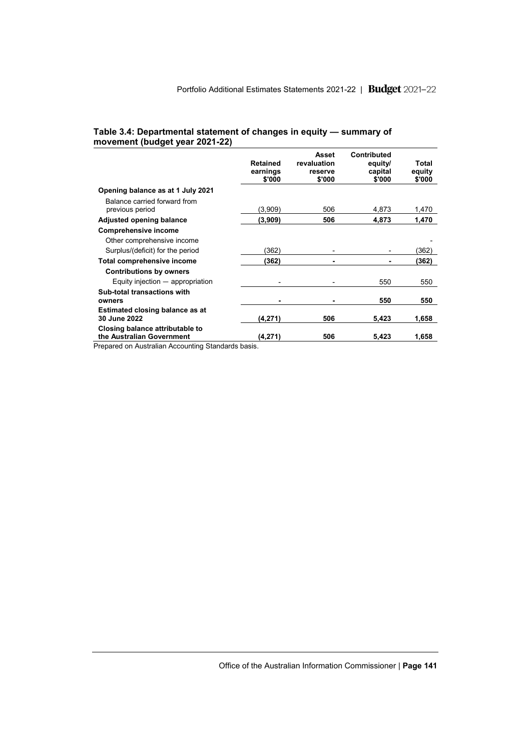### Table 3.4: Departmental statement of changes in equity — summary of movement (budget year 2021-22)

| | Retained earnings $'000 | Asset revaluation reserve $'000 | Contributed equity/ capital $'000 | Total equity $'000 |
|---|---|---|---|---|
| **Opening balance as at 1 July 2021** | | | | |
| Balance carried forward from previous period | (3,909) | 506 | 4,873 | 1,470 |
| **Adjusted opening balance** | **(3,909)** | **506** | **4,873** | **1,470** |
| **Comprehensive income** | | | | |
| Other comprehensive income | | | | - |
| Surplus/(deficit) for the period | (362) | - | - | (362) |
| **Total comprehensive income** | **(362)** | **-** | **-** | **(362)** |
| **Contributions by owners** | | | | |
| Equity injection — appropriation | - | - | 550 | 550 |
| **Sub-total transactions with owners** | **-** | **-** | **550** | **550** |
| **Estimated closing balance as at 30 June 2022** | **(4,271)** | **506** | **5,423** | **1,658** |
| **Closing balance attributable to the Australian Government** | **(4,271)** | **506** | **5,423** | **1,658** |

Prepared on Australian Accounting Standards basis.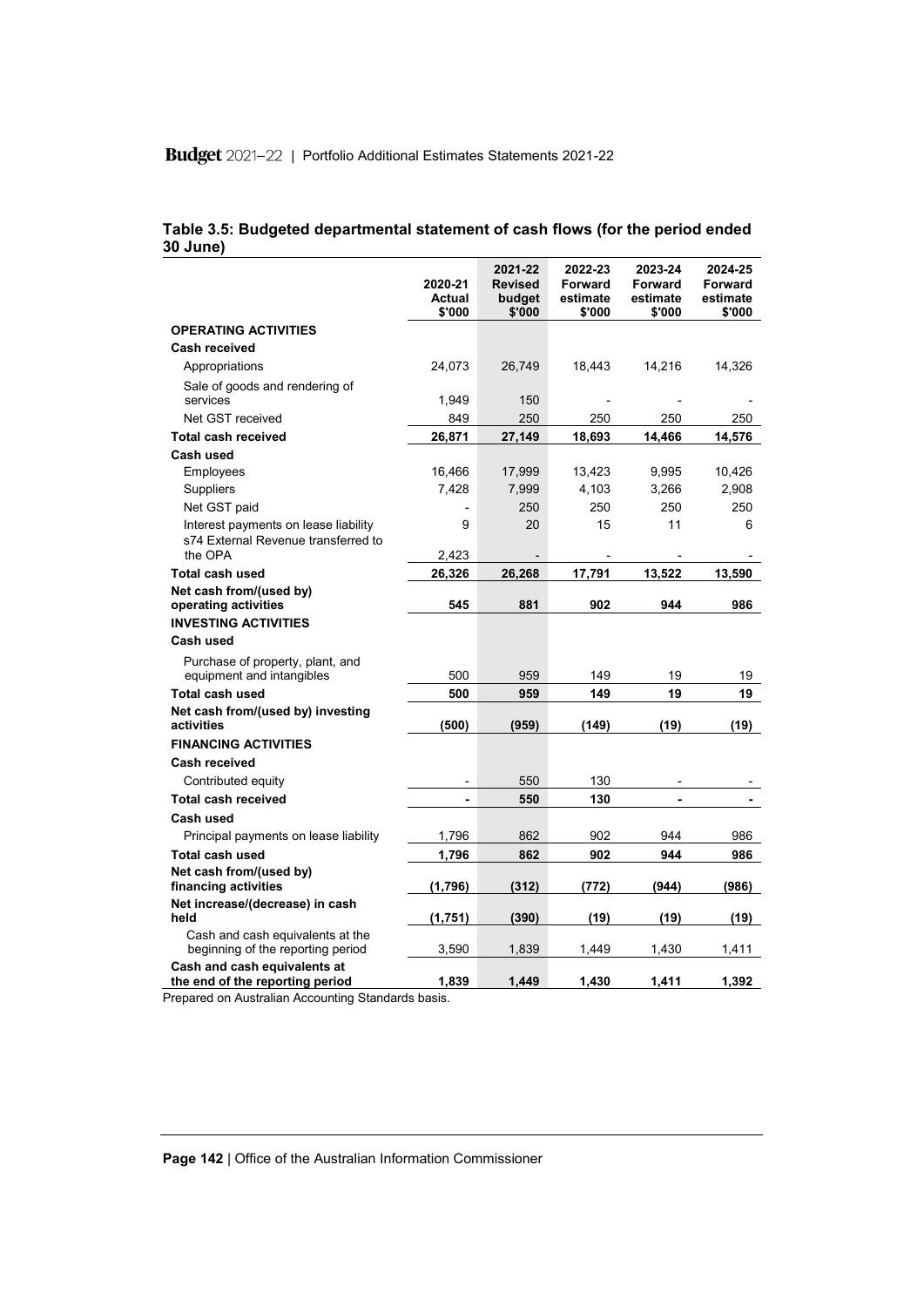**Table 3.5: Budgeted departmental statement of cash flows (for the period ended 30 June)**

| | 2020-21 Actual $'000 | 2021-22 Revised budget $'000 | 2022-23 Forward estimate $'000 | 2023-24 Forward estimate $'000 | 2024-25 Forward estimate $'000 |
|---|---|---|---|---|---|
| **OPERATING ACTIVITIES** | | | | | |
| **Cash received** | | | | | |
| Appropriations | 24,073 | 26,749 | 18,443 | 14,216 | 14,326 |
| Sale of goods and rendering of services | 1,949 | 150 | - | - | - |
| Net GST received | 849 | 250 | 250 | 250 | 250 |
| **Total cash received** | **26,871** | **27,149** | **18,693** | **14,466** | **14,576** |
| **Cash used** | | | | | |
| Employees | 16,466 | 17,999 | 13,423 | 9,995 | 10,426 |
| Suppliers | 7,428 | 7,999 | 4,103 | 3,266 | 2,908 |
| Net GST paid | - | 250 | 250 | 250 | 250 |
| Interest payments on lease liability | 9 | 20 | 15 | 11 | 6 |
| s74 External Revenue transferred to the OPA | 2,423 | - | - | - | - |
| **Total cash used** | **26,326** | **26,268** | **17,791** | **13,522** | **13,590** |
| **Net cash from/(used by) operating activities** | **545** | **881** | **902** | **944** | **986** |
| **INVESTING ACTIVITIES** | | | | | |
| **Cash used** | | | | | |
| Purchase of property, plant, and equipment and intangibles | 500 | 959 | 149 | 19 | 19 |
| **Total cash used** | **500** | **959** | **149** | **19** | **19** |
| **Net cash from/(used by) investing activities** | **(500)** | **(959)** | **(149)** | **(19)** | **(19)** |
| **FINANCING ACTIVITIES** | | | | | |
| **Cash received** | | | | | |
| Contributed equity | - | 550 | 130 | - | - |
| **Total cash received** | **-** | **550** | **130** | **-** | **-** |
| **Cash used** | | | | | |
| Principal payments on lease liability | 1,796 | 862 | 902 | 944 | 986 |
| **Total cash used** | **1,796** | **862** | **902** | **944** | **986** |
| **Net cash from/(used by) financing activities** | **(1,796)** | **(312)** | **(772)** | **(944)** | **(986)** |
| **Net increase/(decrease) in cash held** | **(1,751)** | **(390)** | **(19)** | **(19)** | **(19)** |
| Cash and cash equivalents at the beginning of the reporting period | 3,590 | 1,839 | 1,449 | 1,430 | 1,411 |
| **Cash and cash equivalents at the end of the reporting period** | **1,839** | **1,449** | **1,430** | **1,411** | **1,392** |

Prepared on Australian Accounting Standards basis.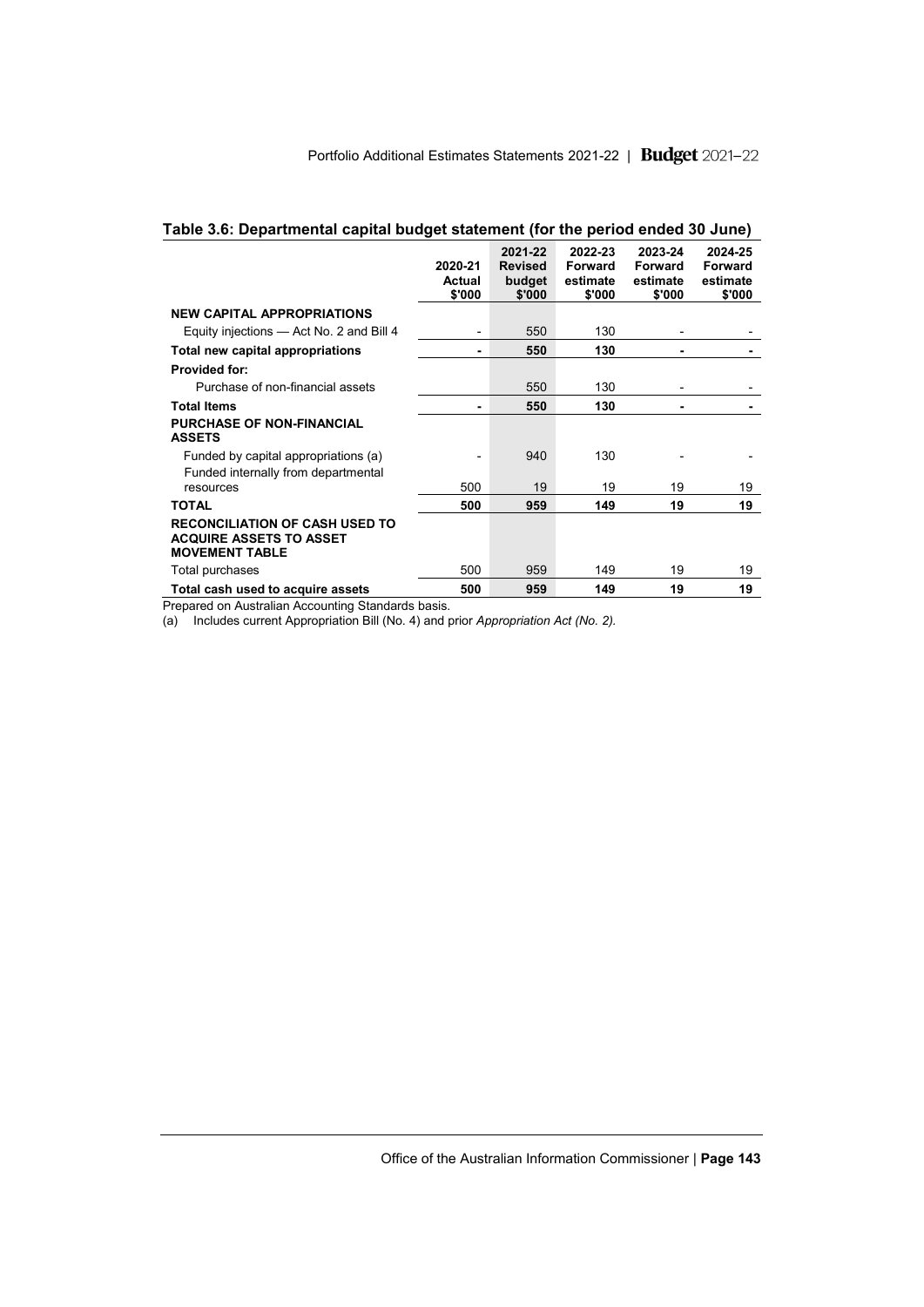## Table 3.6: Departmental capital budget statement (for the period ended 30 June)

| | 2020-21 Actual $'000 | 2021-22 Revised budget $'000 | 2022-23 Forward estimate $'000 | 2023-24 Forward estimate $'000 | 2024-25 Forward estimate $'000 |
|---|---|---|---|---|---|
| **NEW CAPITAL APPROPRIATIONS** | | | | | |
| Equity injections — Act No. 2 and Bill 4 | - | 550 | 130 | - | - |
| **Total new capital appropriations** | **-** | **550** | **130** | **-** | **-** |
| **Provided for:** | | | | | |
| Purchase of non-financial assets | | 550 | 130 | - | - |
| **Total Items** | **-** | **550** | **130** | **-** | **-** |
| **PURCHASE OF NON-FINANCIAL ASSETS** | | | | | |
| Funded by capital appropriations (a) | - | 940 | 130 | - | - |
| Funded internally from departmental resources | 500 | 19 | 19 | 19 | 19 |
| **TOTAL** | **500** | **959** | **149** | **19** | **19** |
| **RECONCILIATION OF CASH USED TO ACQUIRE ASSETS TO ASSET MOVEMENT TABLE** | | | | | |
| Total purchases | 500 | 959 | 149 | 19 | 19 |
| **Total cash used to acquire assets** | **500** | **959** | **149** | **19** | **19** |

Prepared on Australian Accounting Standards basis.

(a) Includes current Appropriation Bill (No. 4) and prior *Appropriation Act (No. 2).*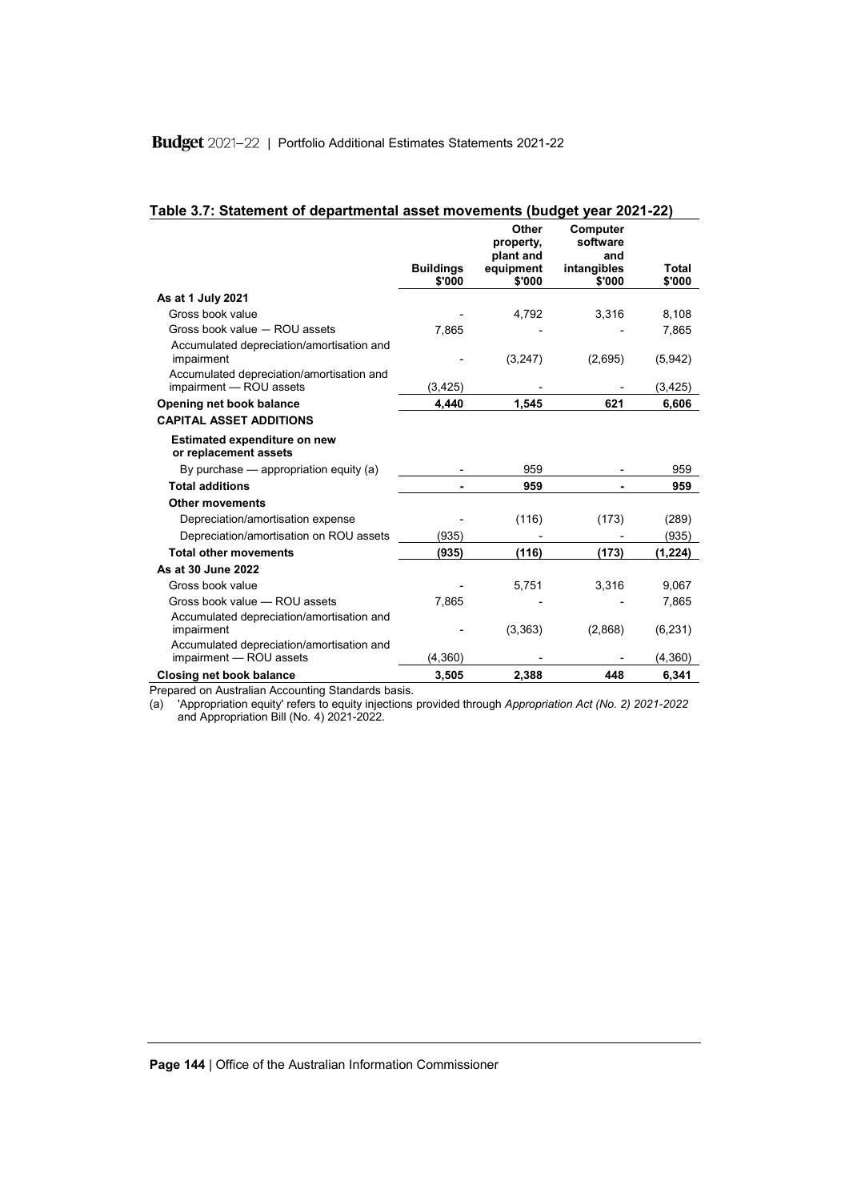### Table 3.7: Statement of departmental asset movements (budget year 2021-22)

| | Buildings $'000 | Other property, plant and equipment $'000 | Computer software and intangibles $'000 | Total $'000 |
|---|---|---|---|---|
| **As at 1 July 2021** | | | | |
| Gross book value | - | 4,792 | 3,316 | 8,108 |
| Gross book value — ROU assets | 7,865 | - | - | 7,865 |
| Accumulated depreciation/amortisation and impairment | - | (3,247) | (2,695) | (5,942) |
| Accumulated depreciation/amortisation and impairment — ROU assets | (3,425) | - | - | (3,425) |
| **Opening net book balance** | **4,440** | **1,545** | **621** | **6,606** |
| **CAPITAL ASSET ADDITIONS** | | | | |
| **Estimated expenditure on new or replacement assets** | | | | |
| By purchase — appropriation equity (a) | - | 959 | - | 959 |
| **Total additions** | **-** | **959** | **-** | **959** |
| **Other movements** | | | | |
| Depreciation/amortisation expense | - | (116) | (173) | (289) |
| Depreciation/amortisation on ROU assets | (935) | - | - | (935) |
| **Total other movements** | **(935)** | **(116)** | **(173)** | **(1,224)** |
| **As at 30 June 2022** | | | | |
| Gross book value | - | 5,751 | 3,316 | 9,067 |
| Gross book value — ROU assets | 7,865 | - | - | 7,865 |
| Accumulated depreciation/amortisation and impairment | - | (3,363) | (2,868) | (6,231) |
| Accumulated depreciation/amortisation and impairment — ROU assets | (4,360) | - | - | (4,360) |
| **Closing net book balance** | **3,505** | **2,388** | **448** | **6,341** |

Prepared on Australian Accounting Standards basis.

(a) 'Appropriation equity' refers to equity injections provided through *Appropriation Act (No. 2) 2021-2022* and Appropriation Bill (No. 4) 2021-2022.